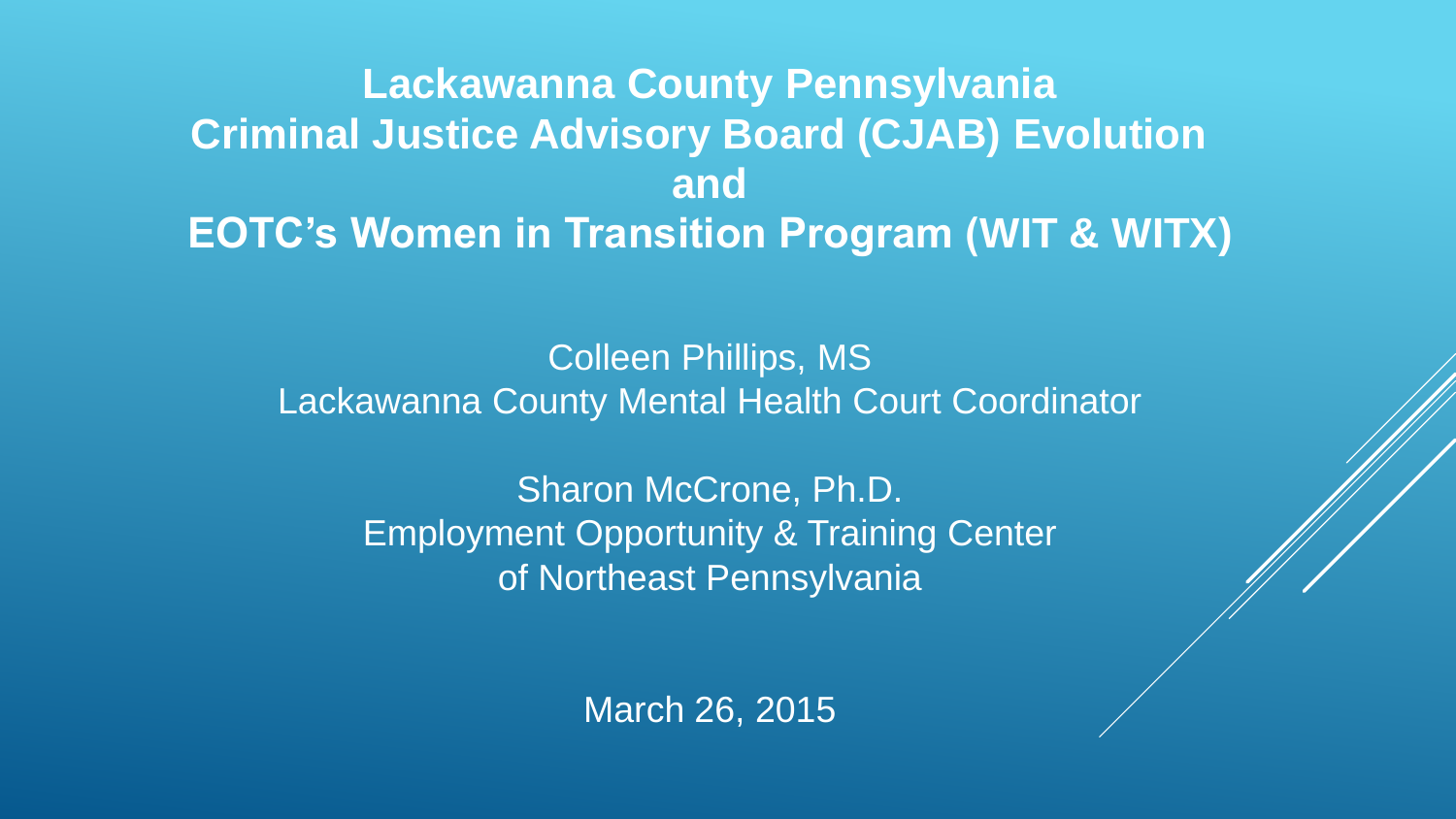# Lackawanna County Pennsylvania Criminal Justice Advisory Board (CJAB) Evolution and EOTC's Women in Transition Program (WIT & WITX)

Colleen Phillips, MS
Lackawanna County Mental Health Court Coordinator

Sharon McCrone, Ph.D.
Employment Opportunity & Training Center of Northeast Pennsylvania

March 26, 2015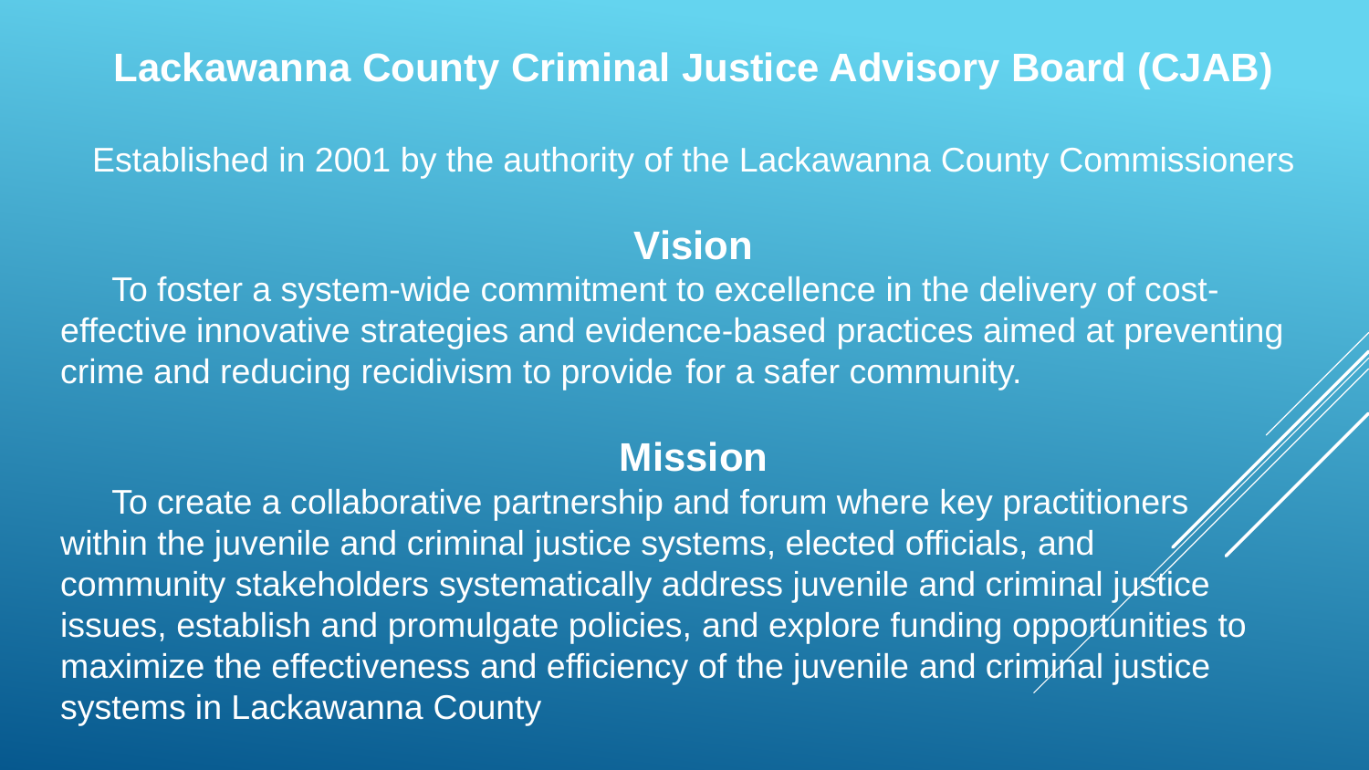# Lackawanna County Criminal Justice Advisory Board (CJAB)

Established in 2001 by the authority of the Lackawanna County Commissioners

## Vision

To foster a system-wide commitment to excellence in the delivery of cost-effective innovative strategies and evidence-based practices aimed at preventing crime and reducing recidivism to provide for a safer community.

## Mission

To create a collaborative partnership and forum where key practitioners within the juvenile and criminal justice systems, elected officials, and community stakeholders systematically address juvenile and criminal justice issues, establish and promulgate policies, and explore funding opportunities to maximize the effectiveness and efficiency of the juvenile and criminal justice systems in Lackawanna County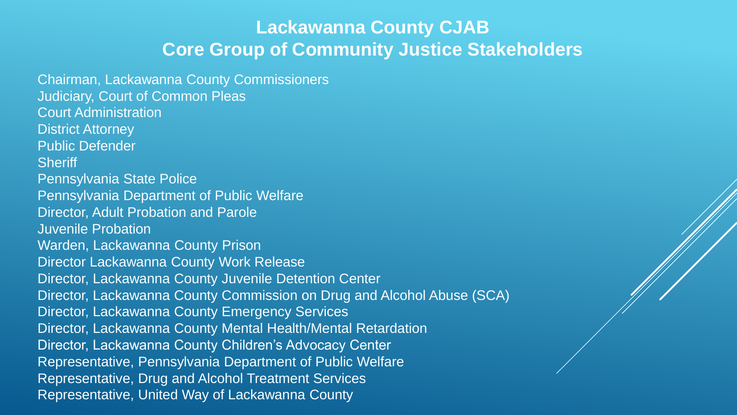# Lackawanna County CJAB
## Core Group of Community Justice Stakeholders

Chairman, Lackawanna County Commissioners
Judiciary, Court of Common Pleas
Court Administration
District Attorney
Public Defender
Sheriff
Pennsylvania State Police
Pennsylvania Department of Public Welfare
Director, Adult Probation and Parole
Juvenile Probation
Warden, Lackawanna County Prison
Director Lackawanna County Work Release
Director, Lackawanna County Juvenile Detention Center
Director, Lackawanna County Commission on Drug and Alcohol Abuse (SCA)
Director, Lackawanna County Emergency Services
Director, Lackawanna County Mental Health/Mental Retardation
Director, Lackawanna County Children's Advocacy Center
Representative, Pennsylvania Department of Public Welfare
Representative, Drug and Alcohol Treatment Services
Representative, United Way of Lackawanna County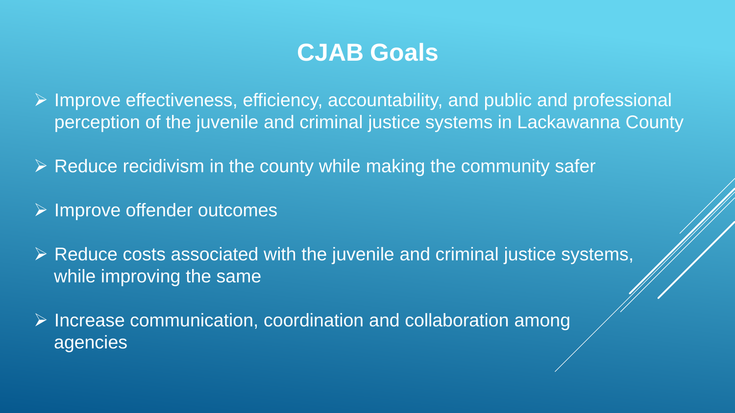# CJAB Goals

- Improve effectiveness, efficiency, accountability, and public and professional perception of the juvenile and criminal justice systems in Lackawanna County
- Reduce recidivism in the county while making the community safer
- Improve offender outcomes
- Reduce costs associated with the juvenile and criminal justice systems, while improving the same
- Increase communication, coordination and collaboration among agencies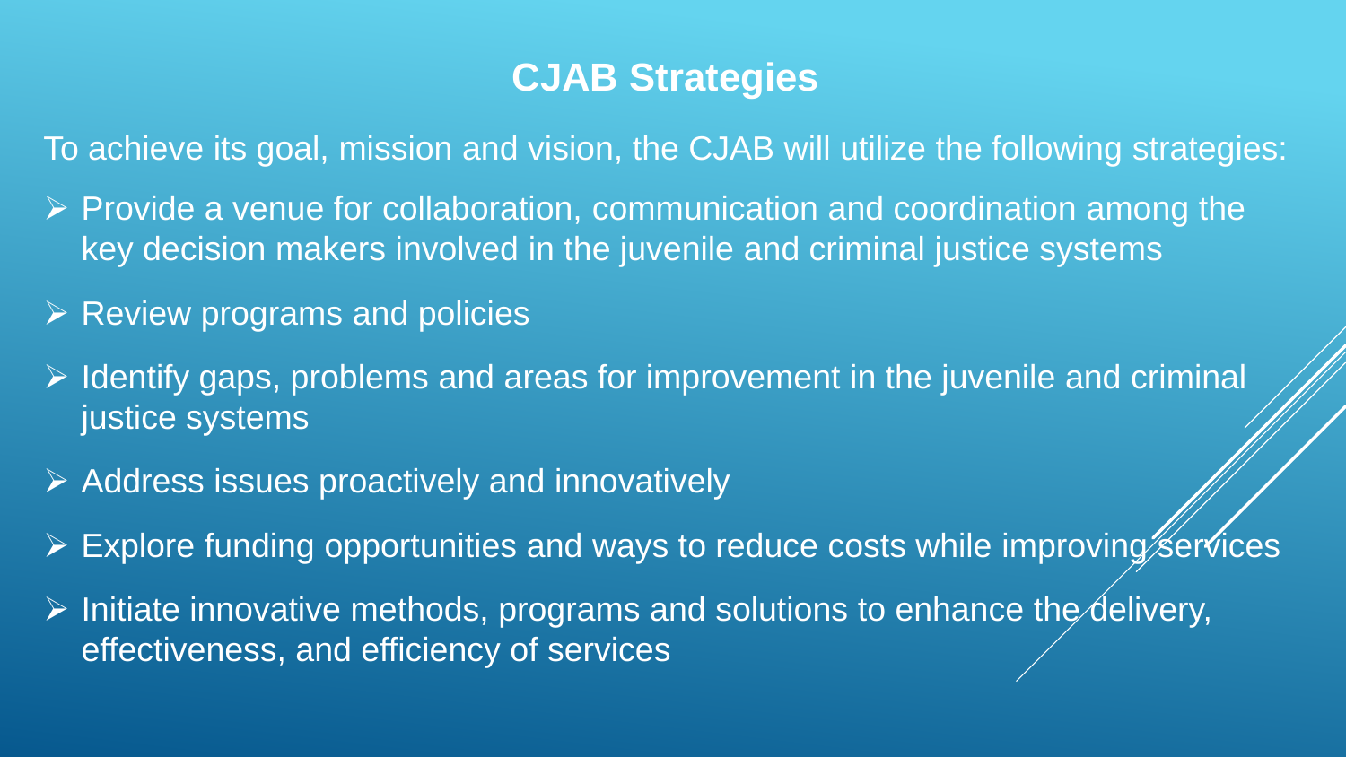# CJAB Strategies

To achieve its goal, mission and vision, the CJAB will utilize the following strategies:

- Provide a venue for collaboration, communication and coordination among the key decision makers involved in the juvenile and criminal justice systems
- Review programs and policies
- Identify gaps, problems and areas for improvement in the juvenile and criminal justice systems
- Address issues proactively and innovatively
- Explore funding opportunities and ways to reduce costs while improving services
- Initiate innovative methods, programs and solutions to enhance the delivery, effectiveness, and efficiency of services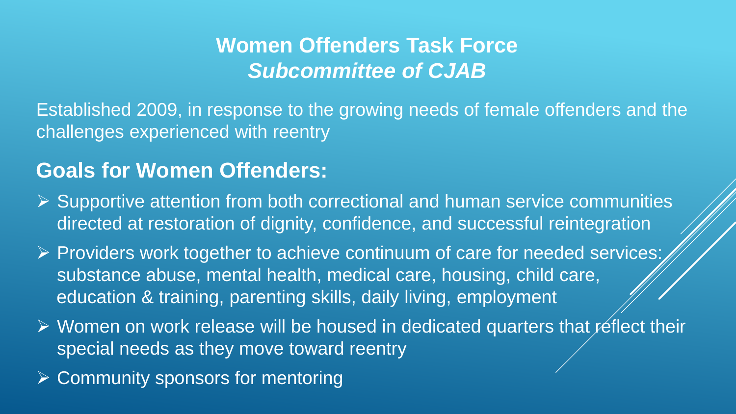# Women Offenders Task Force
## *Subcommittee of CJAB*

Established 2009, in response to the growing needs of female offenders and the challenges experienced with reentry

## Goals for Women Offenders:

- Supportive attention from both correctional and human service communities directed at restoration of dignity, confidence, and successful reintegration
- Providers work together to achieve continuum of care for needed services: substance abuse, mental health, medical care, housing, child care, education & training, parenting skills, daily living, employment
- Women on work release will be housed in dedicated quarters that reflect their special needs as they move toward reentry
- Community sponsors for mentoring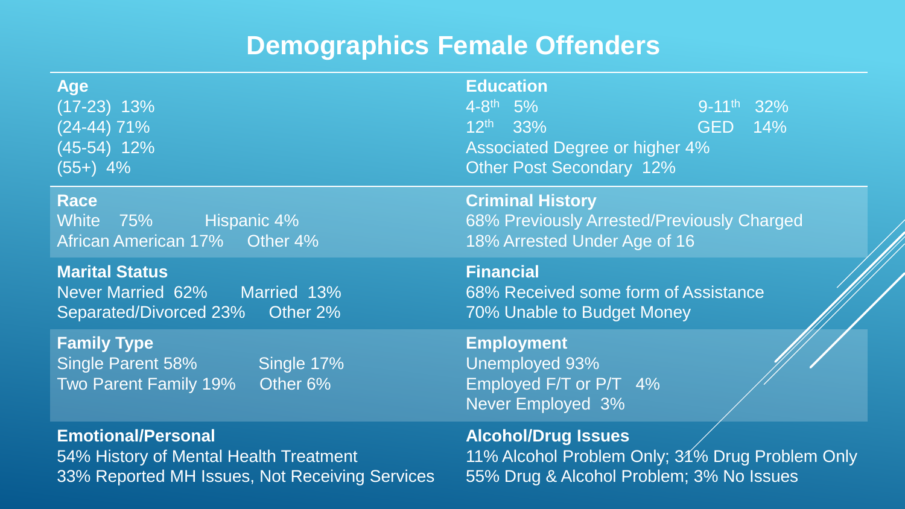# Demographics Female Offenders

**Age**
(17-23) 13%
(24-44) 71%
(45-54) 12%
(55+) 4%

**Education**
4-8th 5%
9-11th 32%
12th 33%
GED 14%
Associated Degree or higher 4%
Other Post Secondary 12%

**Race**
White 75%
Hispanic 4%
African American 17%
Other 4%

**Criminal History**
68% Previously Arrested/Previously Charged
18% Arrested Under Age of 16

**Marital Status**
Never Married 62%
Married 13%
Separated/Divorced 23%
Other 2%

**Financial**
68% Received some form of Assistance
70% Unable to Budget Money

**Family Type**
Single Parent 58%
Single 17%
Two Parent Family 19%
Other 6%

**Employment**
Unemployed 93%
Employed F/T or P/T 4%
Never Employed 3%

**Emotional/Personal**
54% History of Mental Health Treatment
33% Reported MH Issues, Not Receiving Services

**Alcohol/Drug Issues**
11% Alcohol Problem Only; 31% Drug Problem Only
55% Drug & Alcohol Problem; 3% No Issues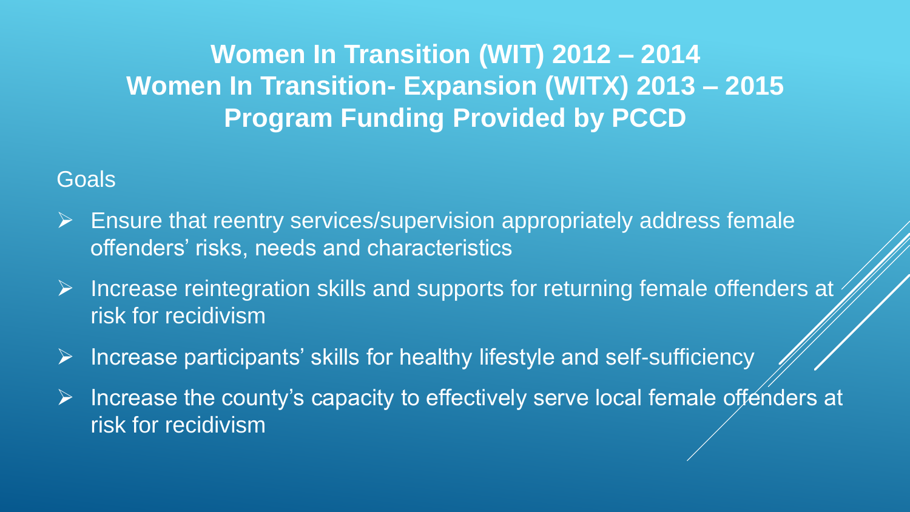# Women In Transition (WIT) 2012 – 2014
# Women In Transition- Expansion (WITX) 2013 – 2015
# Program Funding Provided by PCCD

Goals

- Ensure that reentry services/supervision appropriately address female offenders' risks, needs and characteristics
- Increase reintegration skills and supports for returning female offenders at risk for recidivism
- Increase participants' skills for healthy lifestyle and self-sufficiency
- Increase the county's capacity to effectively serve local female offenders at risk for recidivism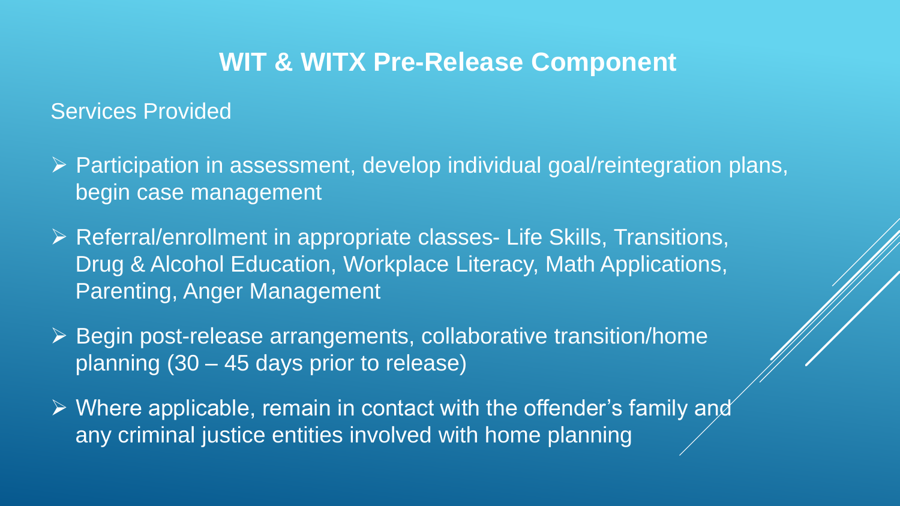# WIT & WITX Pre-Release Component

Services Provided

- Participation in assessment, develop individual goal/reintegration plans, begin case management
- Referral/enrollment in appropriate classes- Life Skills, Transitions, Drug & Alcohol Education, Workplace Literacy, Math Applications, Parenting, Anger Management
- Begin post-release arrangements, collaborative transition/home planning (30 – 45 days prior to release)
- Where applicable, remain in contact with the offender's family and any criminal justice entities involved with home planning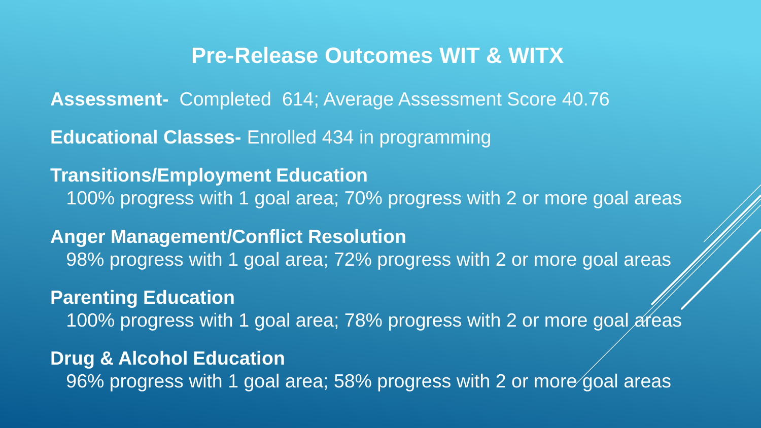# Pre-Release Outcomes WIT & WITX

**Assessment-** Completed 614; Average Assessment Score 40.76

**Educational Classes-** Enrolled 434 in programming

**Transitions/Employment Education**
100% progress with 1 goal area; 70% progress with 2 or more goal areas

**Anger Management/Conflict Resolution**
98% progress with 1 goal area; 72% progress with 2 or more goal areas

**Parenting Education**
100% progress with 1 goal area; 78% progress with 2 or more goal areas

**Drug & Alcohol Education**
96% progress with 1 goal area; 58% progress with 2 or more goal areas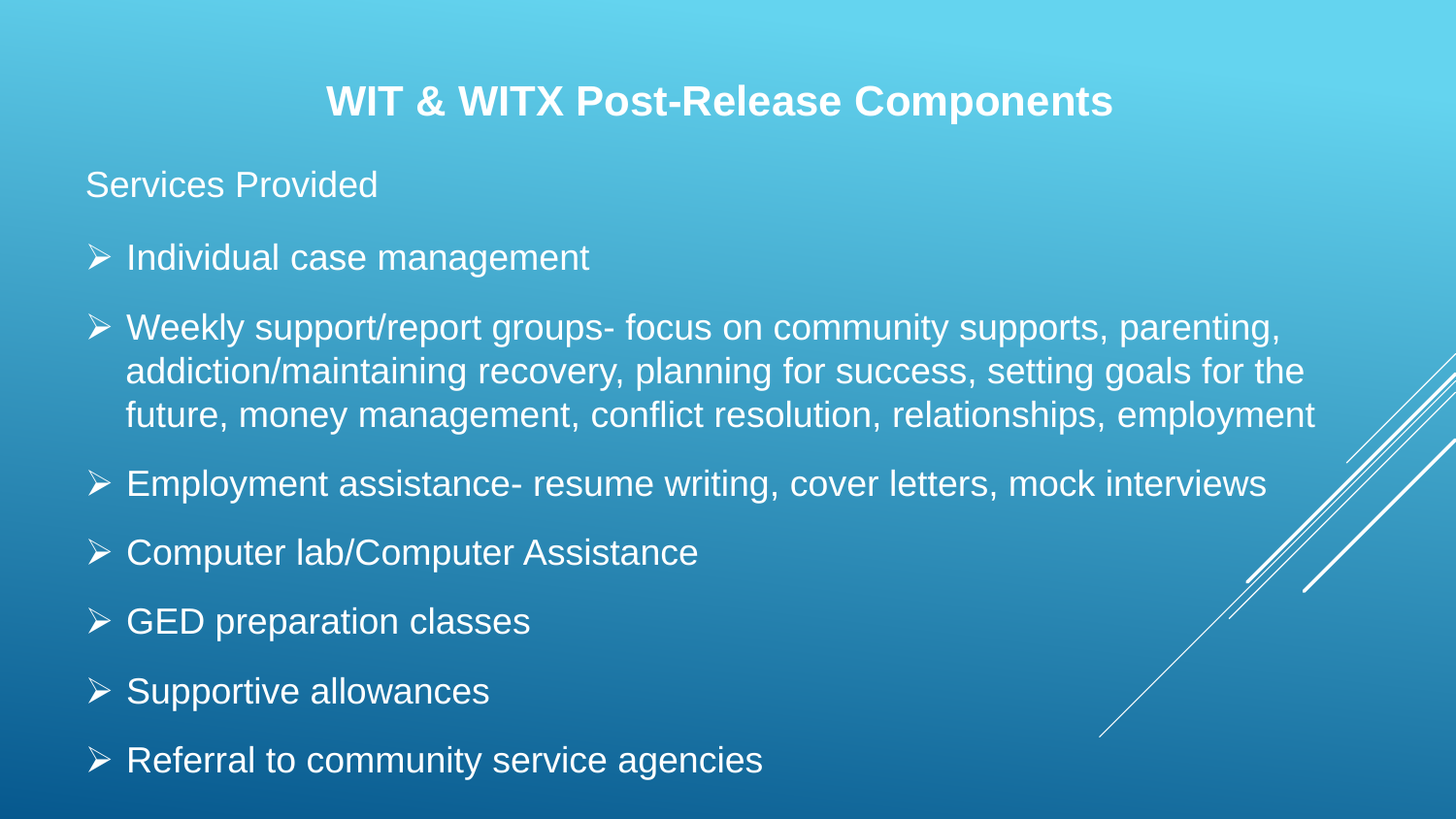# WIT & WITX Post-Release Components

Services Provided

- Individual case management
- Weekly support/report groups- focus on community supports, parenting, addiction/maintaining recovery, planning for success, setting goals for the future, money management, conflict resolution, relationships, employment
- Employment assistance- resume writing, cover letters, mock interviews
- Computer lab/Computer Assistance
- GED preparation classes
- Supportive allowances
- Referral to community service agencies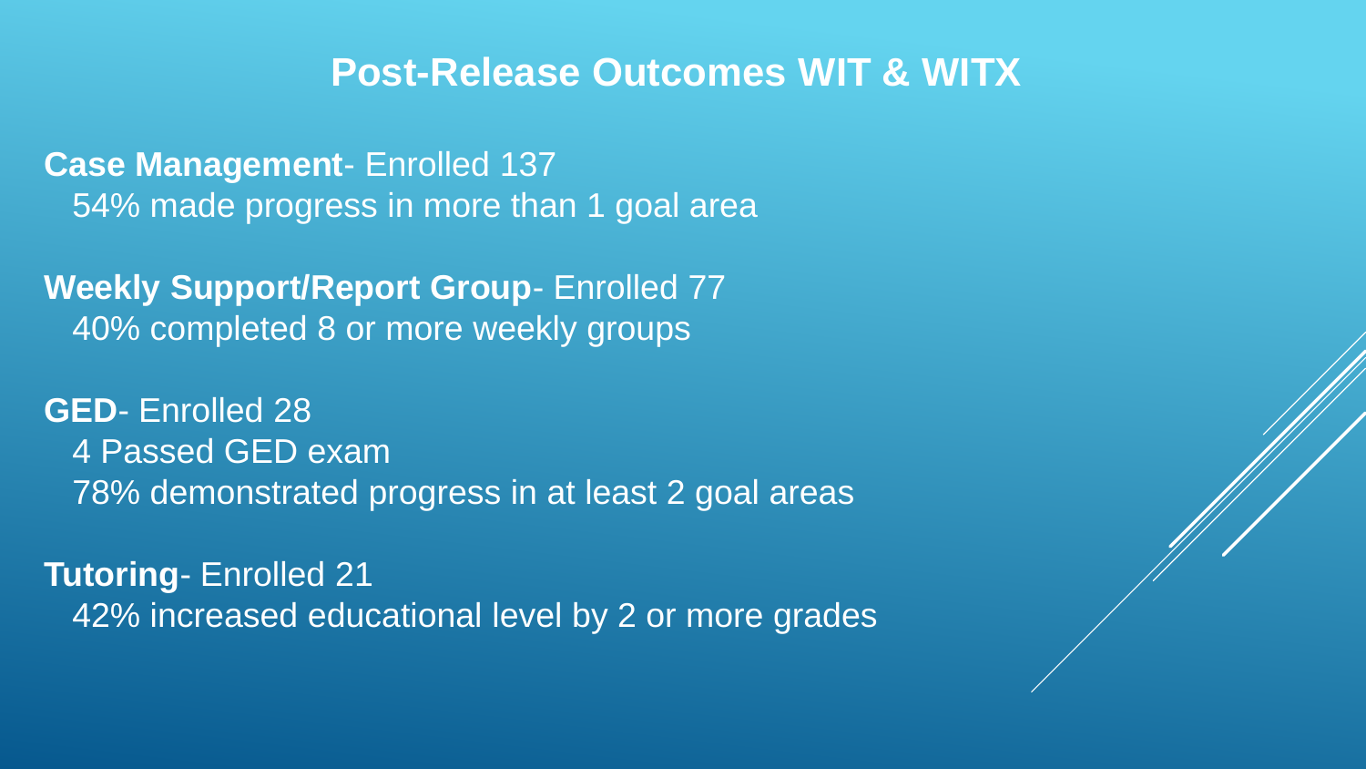# Post-Release Outcomes WIT & WITX

**Case Management**- Enrolled 137
54% made progress in more than 1 goal area

**Weekly Support/Report Group**- Enrolled 77
40% completed 8 or more weekly groups

**GED**- Enrolled 28
4 Passed GED exam
78% demonstrated progress in at least 2 goal areas

**Tutoring**- Enrolled 21
42% increased educational level by 2 or more grades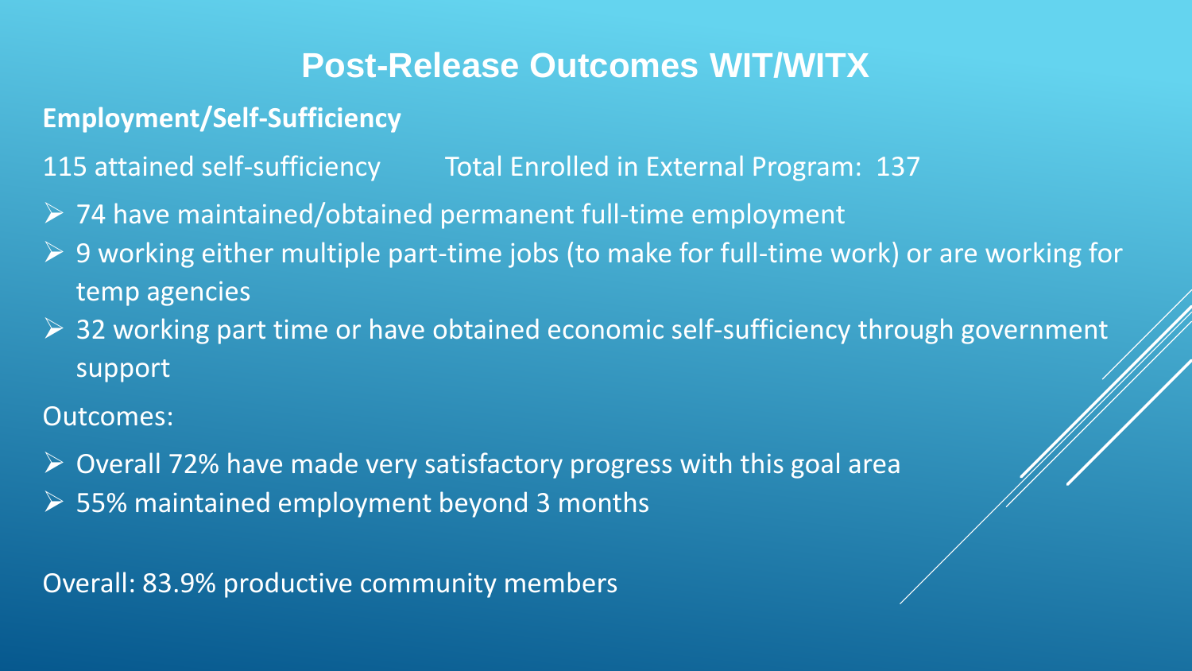# Post-Release Outcomes WIT/WITX

**Employment/Self-Sufficiency**

115 attained self-sufficiency        Total Enrolled in External Program: 137

- 74 have maintained/obtained permanent full-time employment
- 9 working either multiple part-time jobs (to make for full-time work) or are working for temp agencies
- 32 working part time or have obtained economic self-sufficiency through government support

Outcomes:

- Overall 72% have made very satisfactory progress with this goal area
- 55% maintained employment beyond 3 months

Overall: 83.9% productive community members